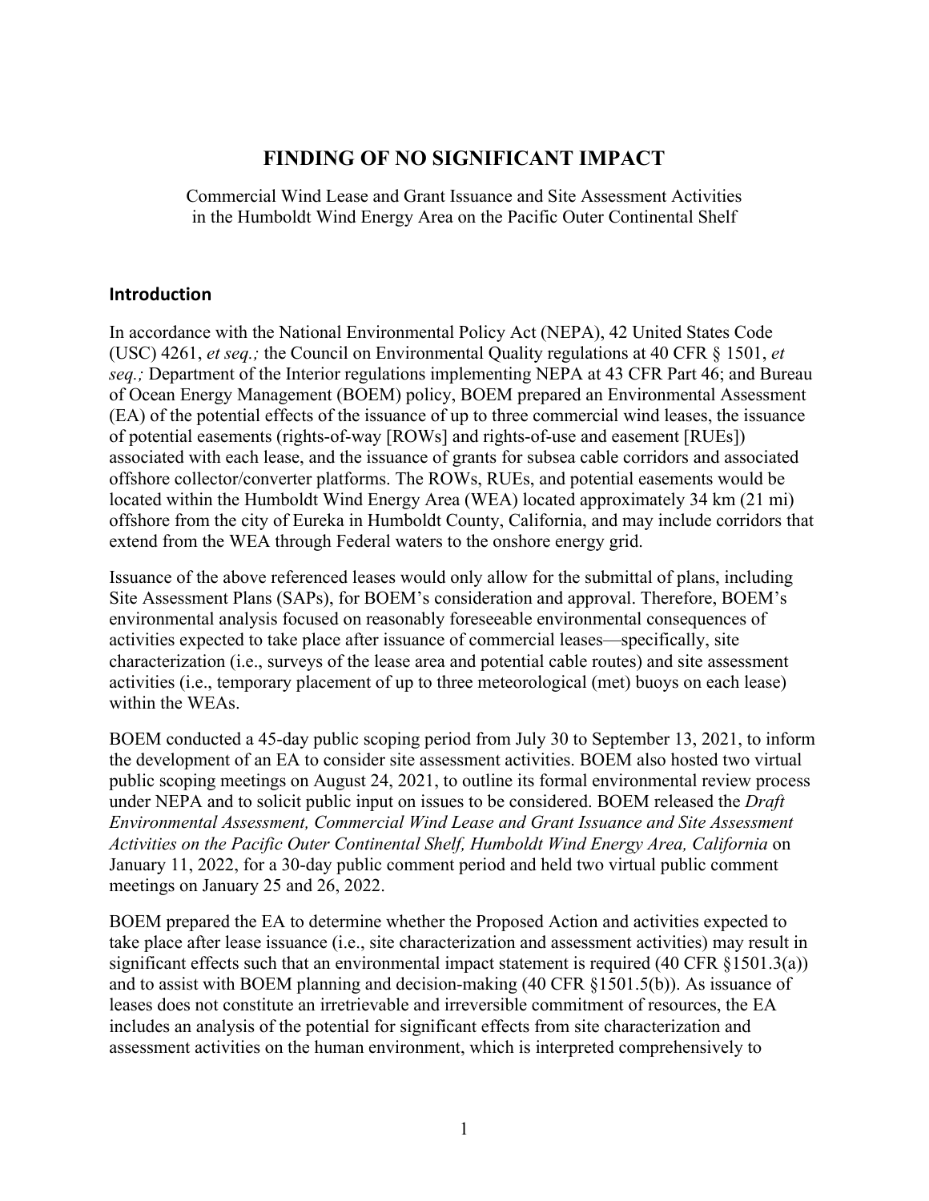# FINDING OF NO SIGNIFICANT IMPACT

Commercial Wind Lease and Grant Issuance and Site Assessment Activities in the Humboldt Wind Energy Area on the Pacific Outer Continental Shelf

## Introduction

In accordance with the National Environmental Policy Act (NEPA), 42 United States Code (USC) 4261, *et seq.;* the Council on Environmental Quality regulations at 40 CFR § 1501, *et seq.;* Department of the Interior regulations implementing NEPA at 43 CFR Part 46; and Bureau of Ocean Energy Management (BOEM) policy, BOEM prepared an Environmental Assessment (EA) of the potential effects of the issuance of up to three commercial wind leases, the issuance of potential easements (rights-of-way [ROWs] and rights-of-use and easement [RUEs]) associated with each lease, and the issuance of grants for subsea cable corridors and associated offshore collector/converter platforms. The ROWs, RUEs, and potential easements would be located within the Humboldt Wind Energy Area (WEA) located approximately 34 km (21 mi) offshore from the city of Eureka in Humboldt County, California, and may include corridors that extend from the WEA through Federal waters to the onshore energy grid.

Issuance of the above referenced leases would only allow for the submittal of plans, including Site Assessment Plans (SAPs), for BOEM's consideration and approval. Therefore, BOEM's environmental analysis focused on reasonably foreseeable environmental consequences of activities expected to take place after issuance of commercial leases—specifically, site characterization (i.e., surveys of the lease area and potential cable routes) and site assessment activities (i.e., temporary placement of up to three meteorological (met) buoys on each lease) within the WEAs.

BOEM conducted a 45-day public scoping period from July 30 to September 13, 2021, to inform the development of an EA to consider site assessment activities. BOEM also hosted two virtual public scoping meetings on August 24, 2021, to outline its formal environmental review process under NEPA and to solicit public input on issues to be considered. BOEM released the *Draft Environmental Assessment, Commercial Wind Lease and Grant Issuance and Site Assessment Activities on the Pacific Outer Continental Shelf, Humboldt Wind Energy Area, California* on January 11, 2022, for a 30-day public comment period and held two virtual public comment meetings on January 25 and 26, 2022.

BOEM prepared the EA to determine whether the Proposed Action and activities expected to take place after lease issuance (i.e., site characterization and assessment activities) may result in significant effects such that an environmental impact statement is required (40 CFR §1501.3(a)) and to assist with BOEM planning and decision-making (40 CFR §1501.5(b)). As issuance of leases does not constitute an irretrievable and irreversible commitment of resources, the EA includes an analysis of the potential for significant effects from site characterization and assessment activities on the human environment, which is interpreted comprehensively to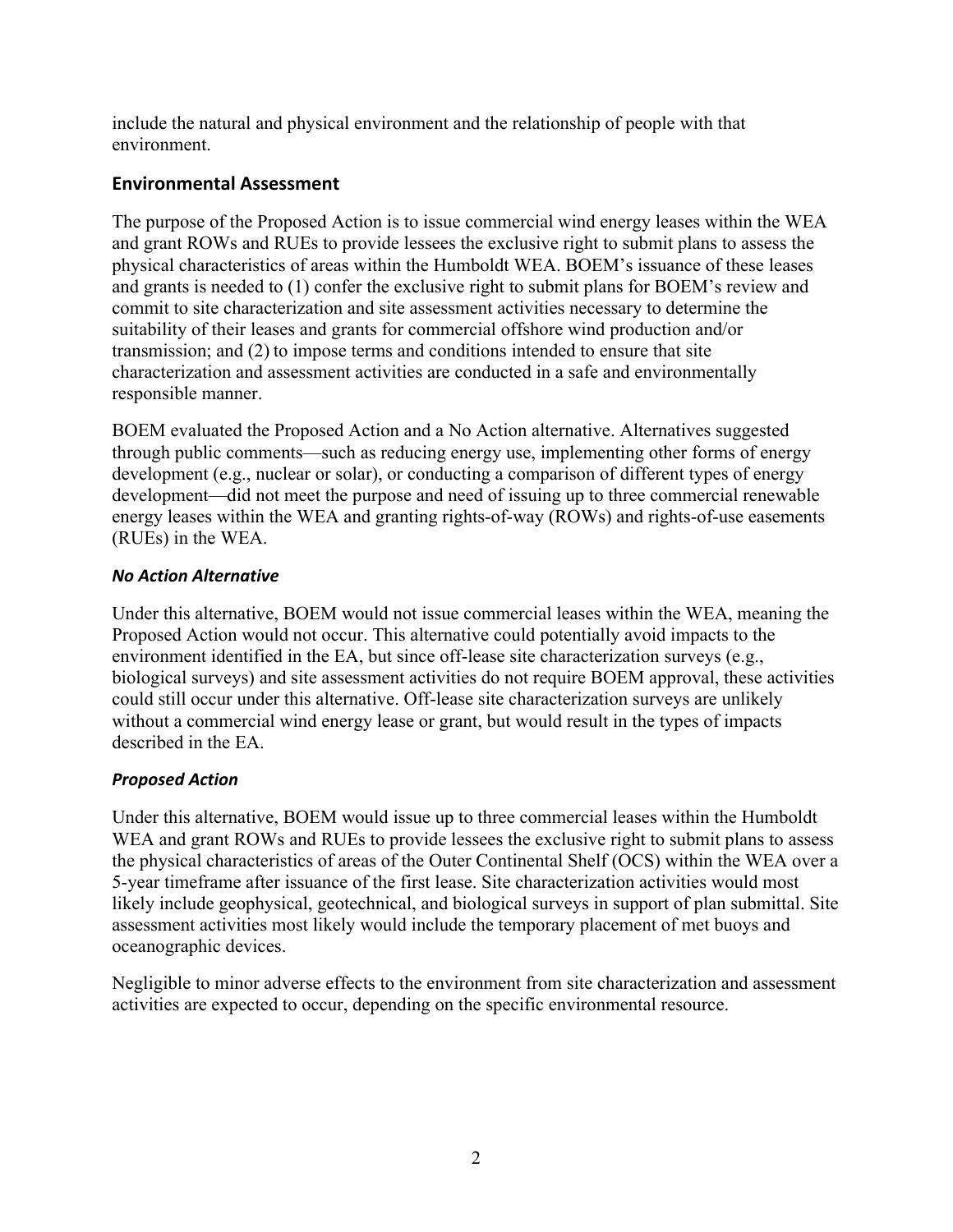include the natural and physical environment and the relationship of people with that environment.

## Environmental Assessment

The purpose of the Proposed Action is to issue commercial wind energy leases within the WEA and grant ROWs and RUEs to provide lessees the exclusive right to submit plans to assess the physical characteristics of areas within the Humboldt WEA. BOEM's issuance of these leases and grants is needed to (1) confer the exclusive right to submit plans for BOEM's review and commit to site characterization and site assessment activities necessary to determine the suitability of their leases and grants for commercial offshore wind production and/or transmission; and (2) to impose terms and conditions intended to ensure that site characterization and assessment activities are conducted in a safe and environmentally responsible manner.

BOEM evaluated the Proposed Action and a No Action alternative. Alternatives suggested through public comments—such as reducing energy use, implementing other forms of energy development (e.g., nuclear or solar), or conducting a comparison of different types of energy development—did not meet the purpose and need of issuing up to three commercial renewable energy leases within the WEA and granting rights-of-way (ROWs) and rights-of-use easements (RUEs) in the WEA.

### *No Action Alternative*

Under this alternative, BOEM would not issue commercial leases within the WEA, meaning the Proposed Action would not occur. This alternative could potentially avoid impacts to the environment identified in the EA, but since off-lease site characterization surveys (e.g., biological surveys) and site assessment activities do not require BOEM approval, these activities could still occur under this alternative. Off-lease site characterization surveys are unlikely without a commercial wind energy lease or grant, but would result in the types of impacts described in the EA.

### *Proposed Action*

Under this alternative, BOEM would issue up to three commercial leases within the Humboldt WEA and grant ROWs and RUEs to provide lessees the exclusive right to submit plans to assess the physical characteristics of areas of the Outer Continental Shelf (OCS) within the WEA over a 5-year timeframe after issuance of the first lease. Site characterization activities would most likely include geophysical, geotechnical, and biological surveys in support of plan submittal. Site assessment activities most likely would include the temporary placement of met buoys and oceanographic devices.

Negligible to minor adverse effects to the environment from site characterization and assessment activities are expected to occur, depending on the specific environmental resource.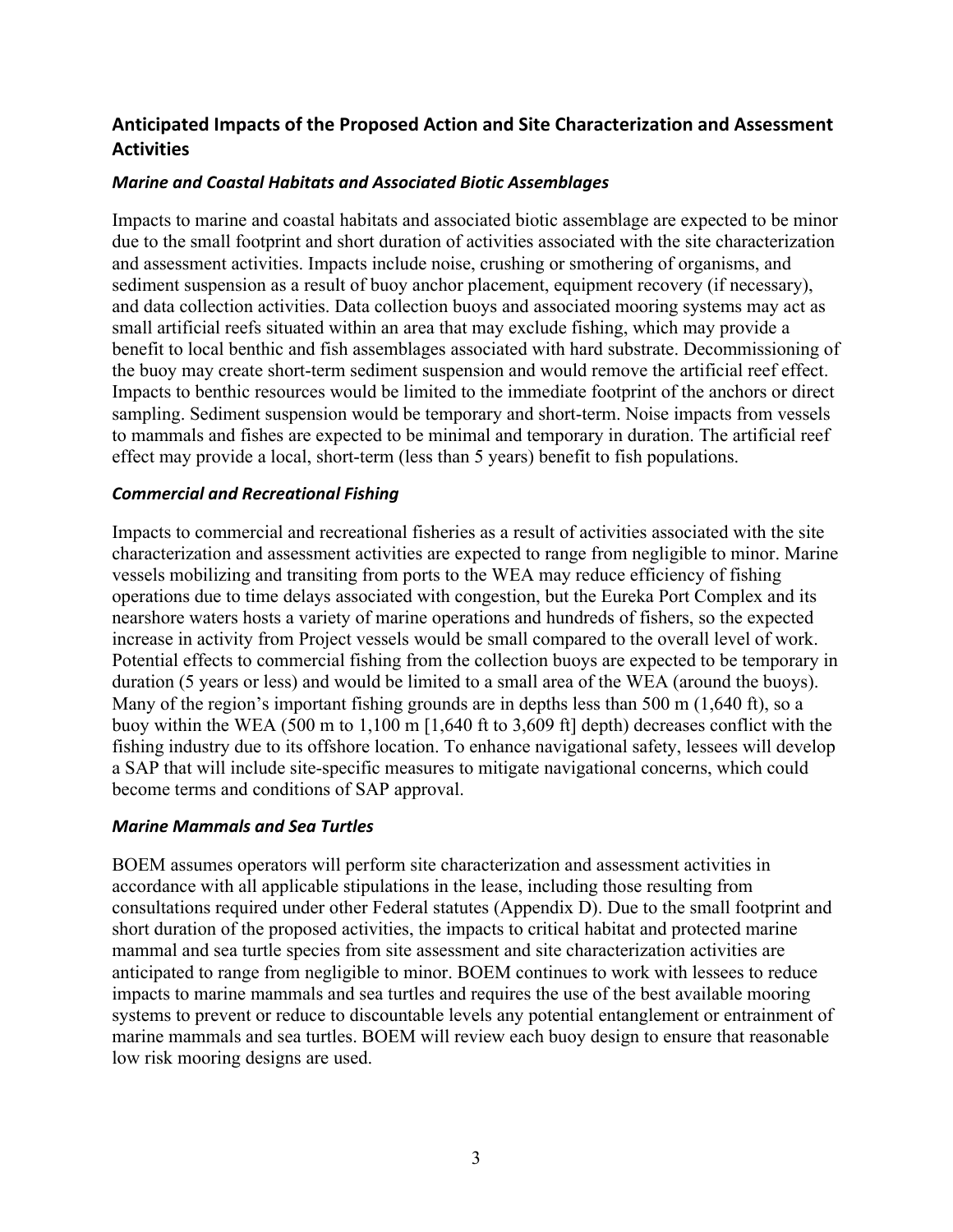## Anticipated Impacts of the Proposed Action and Site Characterization and Assessment Activities

### *Marine and Coastal Habitats and Associated Biotic Assemblages*

Impacts to marine and coastal habitats and associated biotic assemblage are expected to be minor due to the small footprint and short duration of activities associated with the site characterization and assessment activities. Impacts include noise, crushing or smothering of organisms, and sediment suspension as a result of buoy anchor placement, equipment recovery (if necessary), and data collection activities. Data collection buoys and associated mooring systems may act as small artificial reefs situated within an area that may exclude fishing, which may provide a benefit to local benthic and fish assemblages associated with hard substrate. Decommissioning of the buoy may create short-term sediment suspension and would remove the artificial reef effect. Impacts to benthic resources would be limited to the immediate footprint of the anchors or direct sampling. Sediment suspension would be temporary and short-term. Noise impacts from vessels to mammals and fishes are expected to be minimal and temporary in duration. The artificial reef effect may provide a local, short-term (less than 5 years) benefit to fish populations.

### *Commercial and Recreational Fishing*

Impacts to commercial and recreational fisheries as a result of activities associated with the site characterization and assessment activities are expected to range from negligible to minor. Marine vessels mobilizing and transiting from ports to the WEA may reduce efficiency of fishing operations due to time delays associated with congestion, but the Eureka Port Complex and its nearshore waters hosts a variety of marine operations and hundreds of fishers, so the expected increase in activity from Project vessels would be small compared to the overall level of work. Potential effects to commercial fishing from the collection buoys are expected to be temporary in duration (5 years or less) and would be limited to a small area of the WEA (around the buoys). Many of the region's important fishing grounds are in depths less than 500 m (1,640 ft), so a buoy within the WEA (500 m to 1,100 m [1,640 ft to 3,609 ft] depth) decreases conflict with the fishing industry due to its offshore location. To enhance navigational safety, lessees will develop a SAP that will include site-specific measures to mitigate navigational concerns, which could become terms and conditions of SAP approval.

### *Marine Mammals and Sea Turtles*

BOEM assumes operators will perform site characterization and assessment activities in accordance with all applicable stipulations in the lease, including those resulting from consultations required under other Federal statutes (Appendix D). Due to the small footprint and short duration of the proposed activities, the impacts to critical habitat and protected marine mammal and sea turtle species from site assessment and site characterization activities are anticipated to range from negligible to minor. BOEM continues to work with lessees to reduce impacts to marine mammals and sea turtles and requires the use of the best available mooring systems to prevent or reduce to discountable levels any potential entanglement or entrainment of marine mammals and sea turtles. BOEM will review each buoy design to ensure that reasonable low risk mooring designs are used.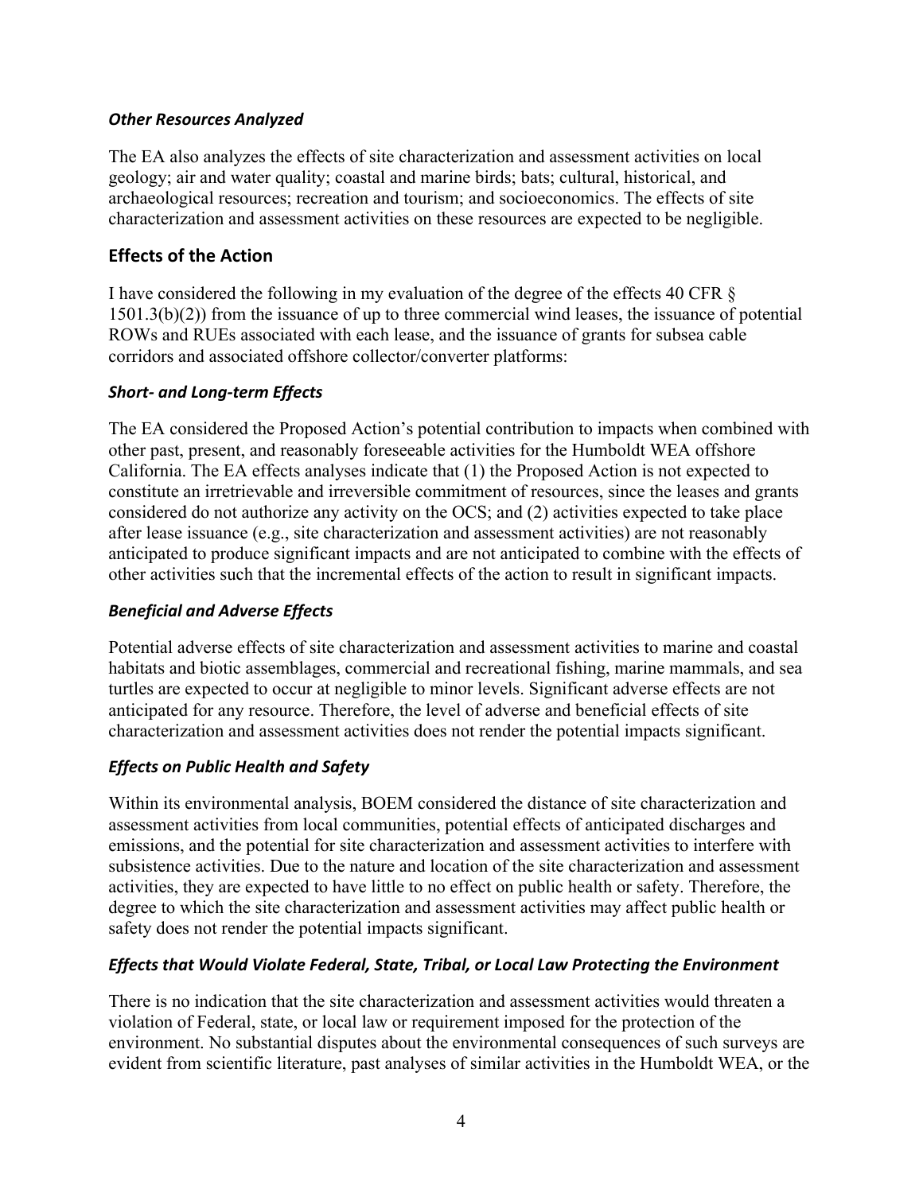### *Other Resources Analyzed*

The EA also analyzes the effects of site characterization and assessment activities on local geology; air and water quality; coastal and marine birds; bats; cultural, historical, and archaeological resources; recreation and tourism; and socioeconomics. The effects of site characterization and assessment activities on these resources are expected to be negligible.

## Effects of the Action

I have considered the following in my evaluation of the degree of the effects 40 CFR § 1501.3(b)(2)) from the issuance of up to three commercial wind leases, the issuance of potential ROWs and RUEs associated with each lease, and the issuance of grants for subsea cable corridors and associated offshore collector/converter platforms:

### *Short- and Long-term Effects*

The EA considered the Proposed Action's potential contribution to impacts when combined with other past, present, and reasonably foreseeable activities for the Humboldt WEA offshore California. The EA effects analyses indicate that (1) the Proposed Action is not expected to constitute an irretrievable and irreversible commitment of resources, since the leases and grants considered do not authorize any activity on the OCS; and (2) activities expected to take place after lease issuance (e.g., site characterization and assessment activities) are not reasonably anticipated to produce significant impacts and are not anticipated to combine with the effects of other activities such that the incremental effects of the action to result in significant impacts.

### *Beneficial and Adverse Effects*

Potential adverse effects of site characterization and assessment activities to marine and coastal habitats and biotic assemblages, commercial and recreational fishing, marine mammals, and sea turtles are expected to occur at negligible to minor levels. Significant adverse effects are not anticipated for any resource. Therefore, the level of adverse and beneficial effects of site characterization and assessment activities does not render the potential impacts significant.

### *Effects on Public Health and Safety*

Within its environmental analysis, BOEM considered the distance of site characterization and assessment activities from local communities, potential effects of anticipated discharges and emissions, and the potential for site characterization and assessment activities to interfere with subsistence activities. Due to the nature and location of the site characterization and assessment activities, they are expected to have little to no effect on public health or safety. Therefore, the degree to which the site characterization and assessment activities may affect public health or safety does not render the potential impacts significant.

### *Effects that Would Violate Federal, State, Tribal, or Local Law Protecting the Environment*

There is no indication that the site characterization and assessment activities would threaten a violation of Federal, state, or local law or requirement imposed for the protection of the environment. No substantial disputes about the environmental consequences of such surveys are evident from scientific literature, past analyses of similar activities in the Humboldt WEA, or the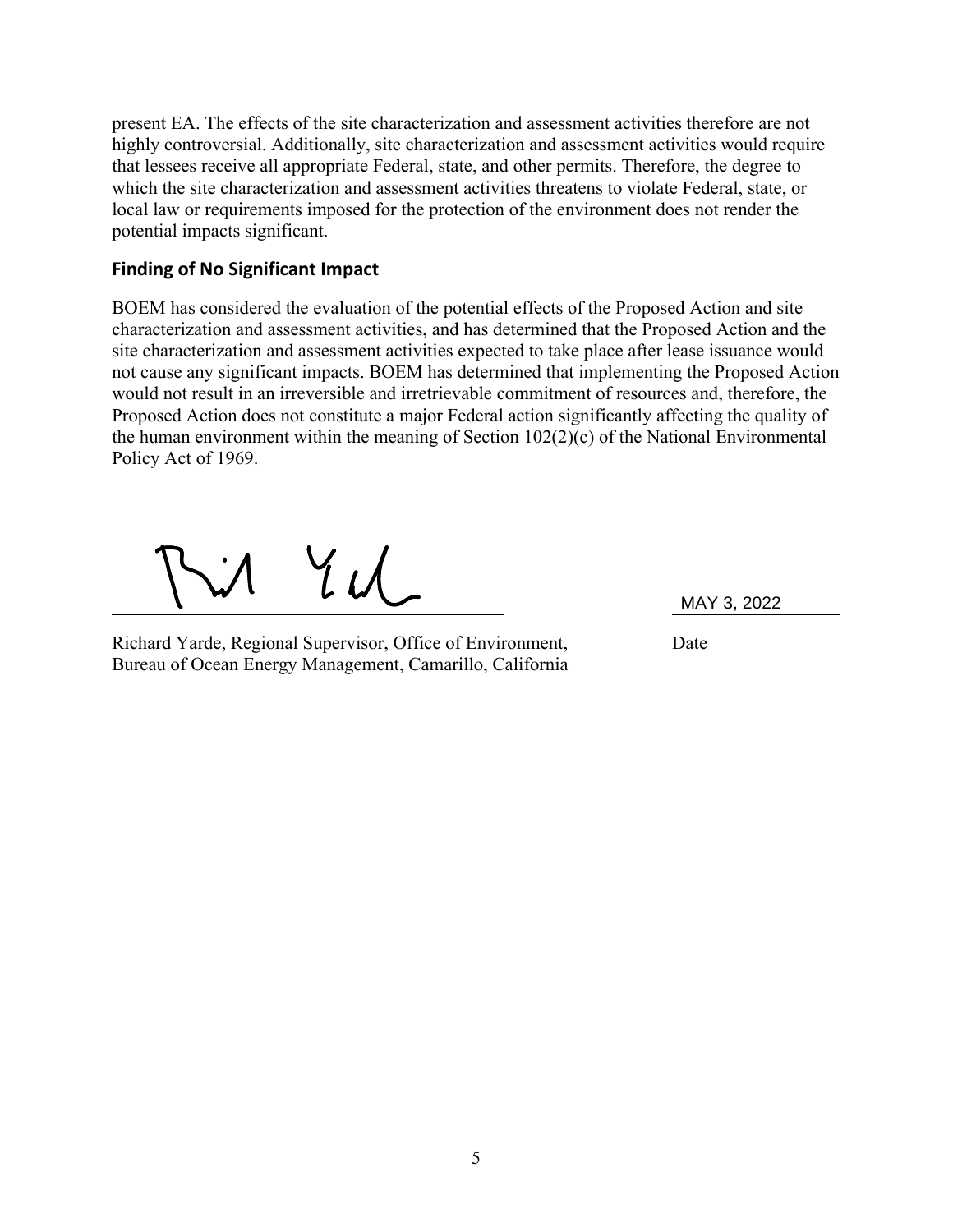present EA. The effects of the site characterization and assessment activities therefore are not highly controversial. Additionally, site characterization and assessment activities would require that lessees receive all appropriate Federal, state, and other permits. Therefore, the degree to which the site characterization and assessment activities threatens to violate Federal, state, or local law or requirements imposed for the protection of the environment does not render the potential impacts significant.

## Finding of No Significant Impact

BOEM has considered the evaluation of the potential effects of the Proposed Action and site characterization and assessment activities, and has determined that the Proposed Action and the site characterization and assessment activities expected to take place after lease issuance would not cause any significant impacts. BOEM has determined that implementing the Proposed Action would not result in an irreversible and irretrievable commitment of resources and, therefore, the Proposed Action does not constitute a major Federal action significantly affecting the quality of the human environment within the meaning of Section 102(2)(c) of the National Environmental Policy Act of 1969.

MAY 3, 2022

Richard Yarde, Regional Supervisor, Office of Environment, Bureau of Ocean Energy Management, Camarillo, California

Date